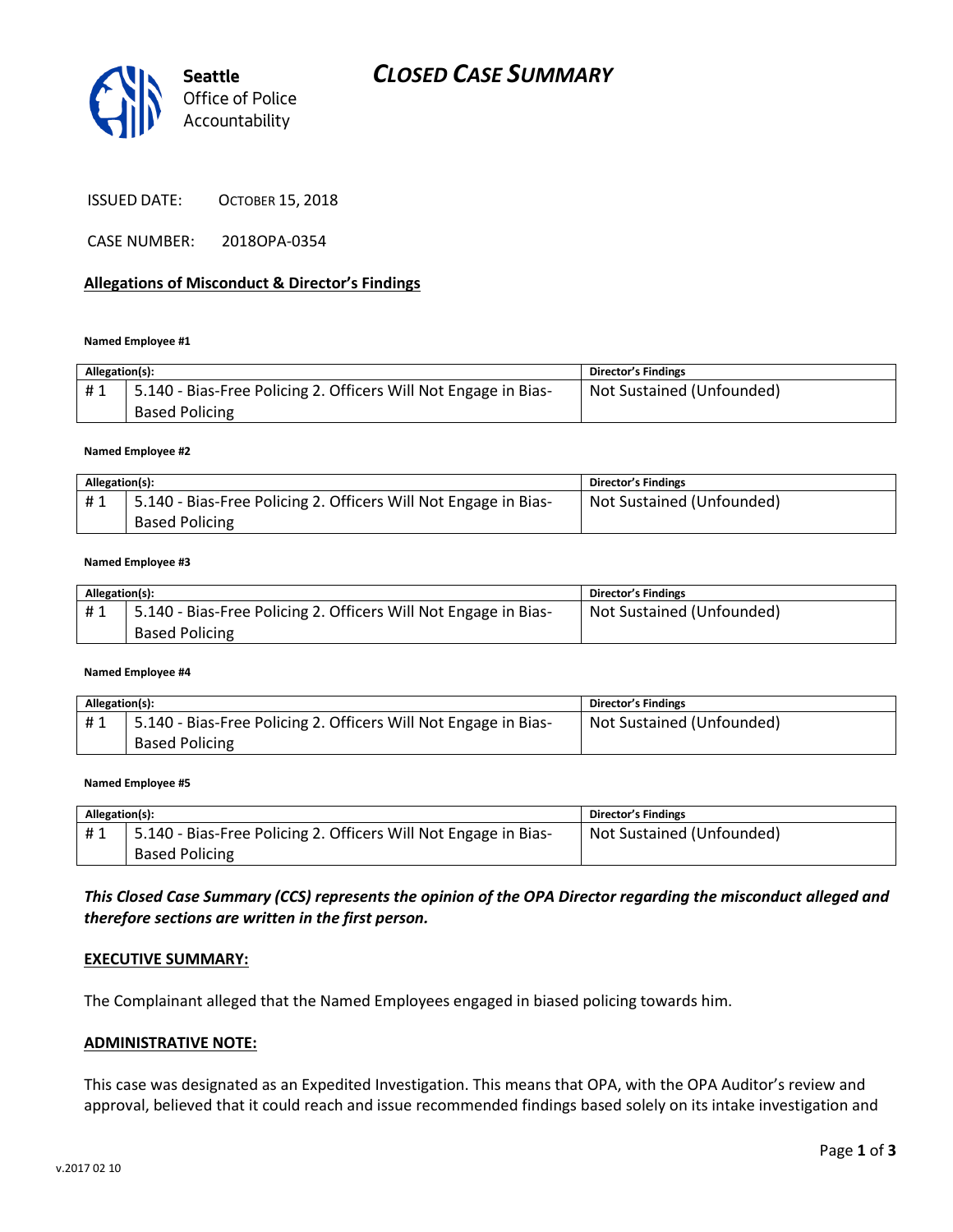Seattle
Office of Police
Accountability

# CLOSED CASE SUMMARY

ISSUED DATE: OCTOBER 15, 2018

CASE NUMBER: 2018OPA-0354

## Allegations of Misconduct & Director's Findings

**Named Employee #1**

| Allegation(s): | | Director's Findings |
|---|---|---|
| # 1 | 5.140 - Bias-Free Policing 2. Officers Will Not Engage in Bias-Based Policing | Not Sustained (Unfounded) |

**Named Employee #2**

| Allegation(s): | | Director's Findings |
|---|---|---|
| # 1 | 5.140 - Bias-Free Policing 2. Officers Will Not Engage in Bias-Based Policing | Not Sustained (Unfounded) |

**Named Employee #3**

| Allegation(s): | | Director's Findings |
|---|---|---|
| # 1 | 5.140 - Bias-Free Policing 2. Officers Will Not Engage in Bias-Based Policing | Not Sustained (Unfounded) |

**Named Employee #4**

| Allegation(s): | | Director's Findings |
|---|---|---|
| # 1 | 5.140 - Bias-Free Policing 2. Officers Will Not Engage in Bias-Based Policing | Not Sustained (Unfounded) |

**Named Employee #5**

| Allegation(s): | | Director's Findings |
|---|---|---|
| # 1 | 5.140 - Bias-Free Policing 2. Officers Will Not Engage in Bias-Based Policing | Not Sustained (Unfounded) |

***This Closed Case Summary (CCS) represents the opinion of the OPA Director regarding the misconduct alleged and therefore sections are written in the first person.***

**EXECUTIVE SUMMARY:**

The Complainant alleged that the Named Employees engaged in biased policing towards him.

**ADMINISTRATIVE NOTE:**

This case was designated as an Expedited Investigation. This means that OPA, with the OPA Auditor's review and approval, believed that it could reach and issue recommended findings based solely on its intake investigation and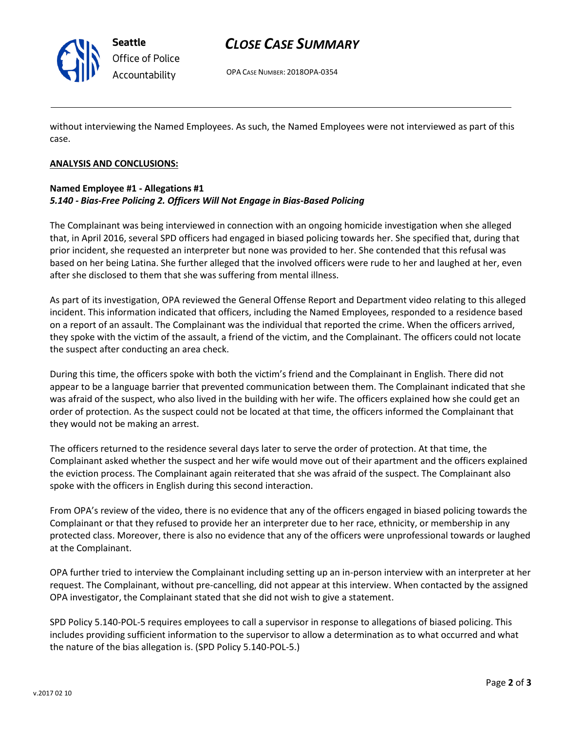without interviewing the Named Employees. As such, the Named Employees were not interviewed as part of this case.

**ANALYSIS AND CONCLUSIONS:**

**Named Employee #1 - Allegations #1**
***5.140 - Bias-Free Policing 2. Officers Will Not Engage in Bias-Based Policing***

The Complainant was being interviewed in connection with an ongoing homicide investigation when she alleged that, in April 2016, several SPD officers had engaged in biased policing towards her. She specified that, during that prior incident, she requested an interpreter but none was provided to her. She contended that this refusal was based on her being Latina. She further alleged that the involved officers were rude to her and laughed at her, even after she disclosed to them that she was suffering from mental illness.

As part of its investigation, OPA reviewed the General Offense Report and Department video relating to this alleged incident. This information indicated that officers, including the Named Employees, responded to a residence based on a report of an assault. The Complainant was the individual that reported the crime. When the officers arrived, they spoke with the victim of the assault, a friend of the victim, and the Complainant. The officers could not locate the suspect after conducting an area check.

During this time, the officers spoke with both the victim's friend and the Complainant in English. There did not appear to be a language barrier that prevented communication between them. The Complainant indicated that she was afraid of the suspect, who also lived in the building with her wife. The officers explained how she could get an order of protection. As the suspect could not be located at that time, the officers informed the Complainant that they would not be making an arrest.

The officers returned to the residence several days later to serve the order of protection. At that time, the Complainant asked whether the suspect and her wife would move out of their apartment and the officers explained the eviction process. The Complainant again reiterated that she was afraid of the suspect. The Complainant also spoke with the officers in English during this second interaction.

From OPA's review of the video, there is no evidence that any of the officers engaged in biased policing towards the Complainant or that they refused to provide her an interpreter due to her race, ethnicity, or membership in any protected class. Moreover, there is also no evidence that any of the officers were unprofessional towards or laughed at the Complainant.

OPA further tried to interview the Complainant including setting up an in-person interview with an interpreter at her request. The Complainant, without pre-cancelling, did not appear at this interview. When contacted by the assigned OPA investigator, the Complainant stated that she did not wish to give a statement.

SPD Policy 5.140-POL-5 requires employees to call a supervisor in response to allegations of biased policing. This includes providing sufficient information to the supervisor to allow a determination as to what occurred and what the nature of the bias allegation is. (SPD Policy 5.140-POL-5.)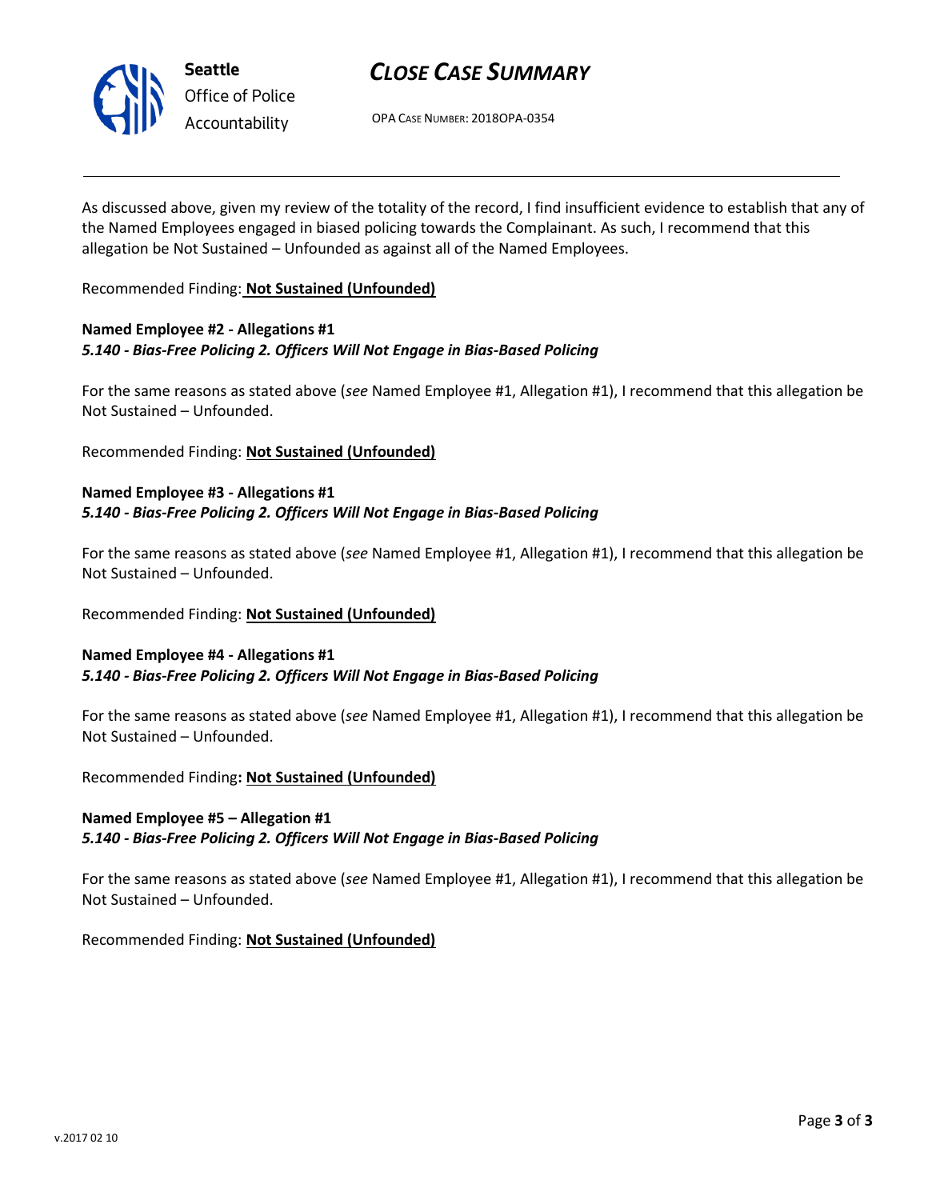As discussed above, given my review of the totality of the record, I find insufficient evidence to establish that any of the Named Employees engaged in biased policing towards the Complainant. As such, I recommend that this allegation be Not Sustained – Unfounded as against all of the Named Employees.

Recommended Finding: **Not Sustained (Unfounded)**

**Named Employee #2 - Allegations #1**
***5.140 - Bias-Free Policing 2. Officers Will Not Engage in Bias-Based Policing***

For the same reasons as stated above (*see* Named Employee #1, Allegation #1), I recommend that this allegation be Not Sustained – Unfounded.

Recommended Finding: **Not Sustained (Unfounded)**

**Named Employee #3 - Allegations #1**
***5.140 - Bias-Free Policing 2. Officers Will Not Engage in Bias-Based Policing***

For the same reasons as stated above (*see* Named Employee #1, Allegation #1), I recommend that this allegation be Not Sustained – Unfounded.

Recommended Finding: **Not Sustained (Unfounded)**

**Named Employee #4 - Allegations #1**
***5.140 - Bias-Free Policing 2. Officers Will Not Engage in Bias-Based Policing***

For the same reasons as stated above (*see* Named Employee #1, Allegation #1), I recommend that this allegation be Not Sustained – Unfounded.

Recommended Finding**: Not Sustained (Unfounded)**

**Named Employee #5 – Allegation #1**
***5.140 - Bias-Free Policing 2. Officers Will Not Engage in Bias-Based Policing***

For the same reasons as stated above (*see* Named Employee #1, Allegation #1), I recommend that this allegation be Not Sustained – Unfounded.

Recommended Finding: **Not Sustained (Unfounded)**